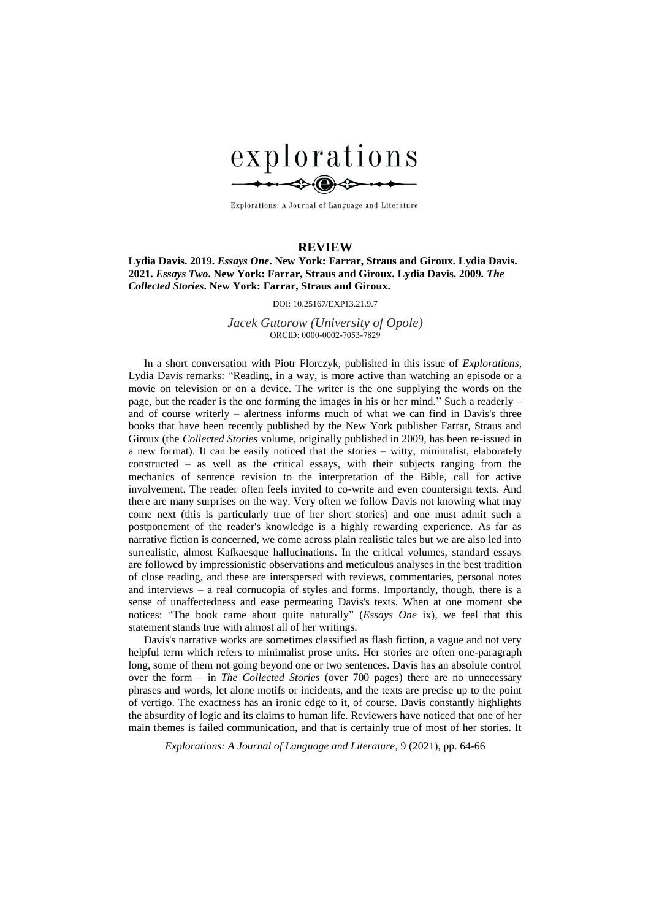explorations

Explorations: A Journal of Language and Literature

## REVIEW

**Lydia Davis. 2019. *Essays One*. New York: Farrar, Straus and Giroux. Lydia Davis. 2021. *Essays Two*. New York: Farrar, Straus and Giroux. Lydia Davis. 2009. *The Collected Stories*. New York: Farrar, Straus and Giroux.**

DOI: 10.25167/EXP13.21.9.7

*Jacek Gutorow (University of Opole)*
ORCID: 0000-0002-7053-7829

In a short conversation with Piotr Florczyk, published in this issue of *Explorations*, Lydia Davis remarks: "Reading, in a way, is more active than watching an episode or a movie on television or on a device. The writer is the one supplying the words on the page, but the reader is the one forming the images in his or her mind." Such a readerly – and of course writerly – alertness informs much of what we can find in Davis's three books that have been recently published by the New York publisher Farrar, Straus and Giroux (the *Collected Stories* volume, originally published in 2009, has been re-issued in a new format). It can be easily noticed that the stories – witty, minimalist, elaborately constructed – as well as the critical essays, with their subjects ranging from the mechanics of sentence revision to the interpretation of the Bible, call for active involvement. The reader often feels invited to co-write and even countersign texts. And there are many surprises on the way. Very often we follow Davis not knowing what may come next (this is particularly true of her short stories) and one must admit such a postponement of the reader's knowledge is a highly rewarding experience. As far as narrative fiction is concerned, we come across plain realistic tales but we are also led into surrealistic, almost Kafkaesque hallucinations. In the critical volumes, standard essays are followed by impressionistic observations and meticulous analyses in the best tradition of close reading, and these are interspersed with reviews, commentaries, personal notes and interviews – a real cornucopia of styles and forms. Importantly, though, there is a sense of unaffectedness and ease permeating Davis's texts. When at one moment she notices: "The book came about quite naturally" (*Essays One* ix), we feel that this statement stands true with almost all of her writings.

Davis's narrative works are sometimes classified as flash fiction, a vague and not very helpful term which refers to minimalist prose units. Her stories are often one-paragraph long, some of them not going beyond one or two sentences. Davis has an absolute control over the form – in *The Collected Stories* (over 700 pages) there are no unnecessary phrases and words, let alone motifs or incidents, and the texts are precise up to the point of vertigo. The exactness has an ironic edge to it, of course. Davis constantly highlights the absurdity of logic and its claims to human life. Reviewers have noticed that one of her main themes is failed communication, and that is certainly true of most of her stories. It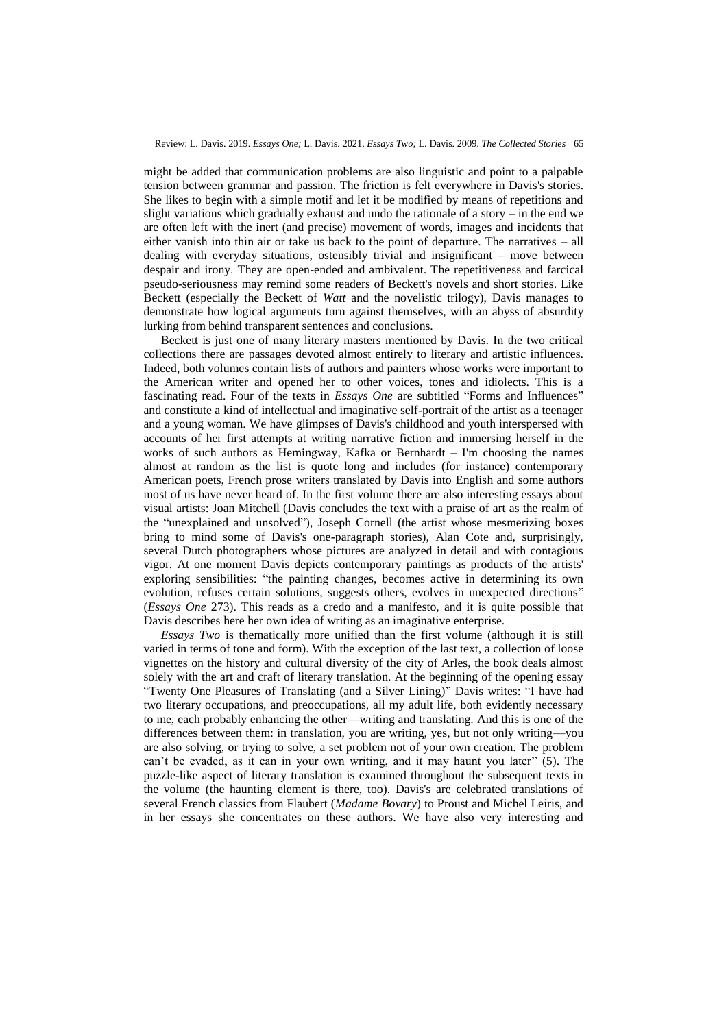might be added that communication problems are also linguistic and point to a palpable tension between grammar and passion. The friction is felt everywhere in Davis's stories. She likes to begin with a simple motif and let it be modified by means of repetitions and slight variations which gradually exhaust and undo the rationale of a story – in the end we are often left with the inert (and precise) movement of words, images and incidents that either vanish into thin air or take us back to the point of departure. The narratives – all dealing with everyday situations, ostensibly trivial and insignificant – move between despair and irony. They are open-ended and ambivalent. The repetitiveness and farcical pseudo-seriousness may remind some readers of Beckett's novels and short stories. Like Beckett (especially the Beckett of *Watt* and the novelistic trilogy), Davis manages to demonstrate how logical arguments turn against themselves, with an abyss of absurdity lurking from behind transparent sentences and conclusions.

Beckett is just one of many literary masters mentioned by Davis. In the two critical collections there are passages devoted almost entirely to literary and artistic influences. Indeed, both volumes contain lists of authors and painters whose works were important to the American writer and opened her to other voices, tones and idiolects. This is a fascinating read. Four of the texts in *Essays One* are subtitled "Forms and Influences" and constitute a kind of intellectual and imaginative self-portrait of the artist as a teenager and a young woman. We have glimpses of Davis's childhood and youth interspersed with accounts of her first attempts at writing narrative fiction and immersing herself in the works of such authors as Hemingway, Kafka or Bernhardt – I'm choosing the names almost at random as the list is quote long and includes (for instance) contemporary American poets, French prose writers translated by Davis into English and some authors most of us have never heard of. In the first volume there are also interesting essays about visual artists: Joan Mitchell (Davis concludes the text with a praise of art as the realm of the "unexplained and unsolved"), Joseph Cornell (the artist whose mesmerizing boxes bring to mind some of Davis's one-paragraph stories), Alan Cote and, surprisingly, several Dutch photographers whose pictures are analyzed in detail and with contagious vigor. At one moment Davis depicts contemporary paintings as products of the artists' exploring sensibilities: "the painting changes, becomes active in determining its own evolution, refuses certain solutions, suggests others, evolves in unexpected directions" (*Essays One* 273). This reads as a credo and a manifesto, and it is quite possible that Davis describes here her own idea of writing as an imaginative enterprise.

*Essays Two* is thematically more unified than the first volume (although it is still varied in terms of tone and form). With the exception of the last text, a collection of loose vignettes on the history and cultural diversity of the city of Arles, the book deals almost solely with the art and craft of literary translation. At the beginning of the opening essay "Twenty One Pleasures of Translating (and a Silver Lining)" Davis writes: "I have had two literary occupations, and preoccupations, all my adult life, both evidently necessary to me, each probably enhancing the other—writing and translating. And this is one of the differences between them: in translation, you are writing, yes, but not only writing—you are also solving, or trying to solve, a set problem not of your own creation. The problem can't be evaded, as it can in your own writing, and it may haunt you later" (5). The puzzle-like aspect of literary translation is examined throughout the subsequent texts in the volume (the haunting element is there, too). Davis's are celebrated translations of several French classics from Flaubert (*Madame Bovary*) to Proust and Michel Leiris, and in her essays she concentrates on these authors. We have also very interesting and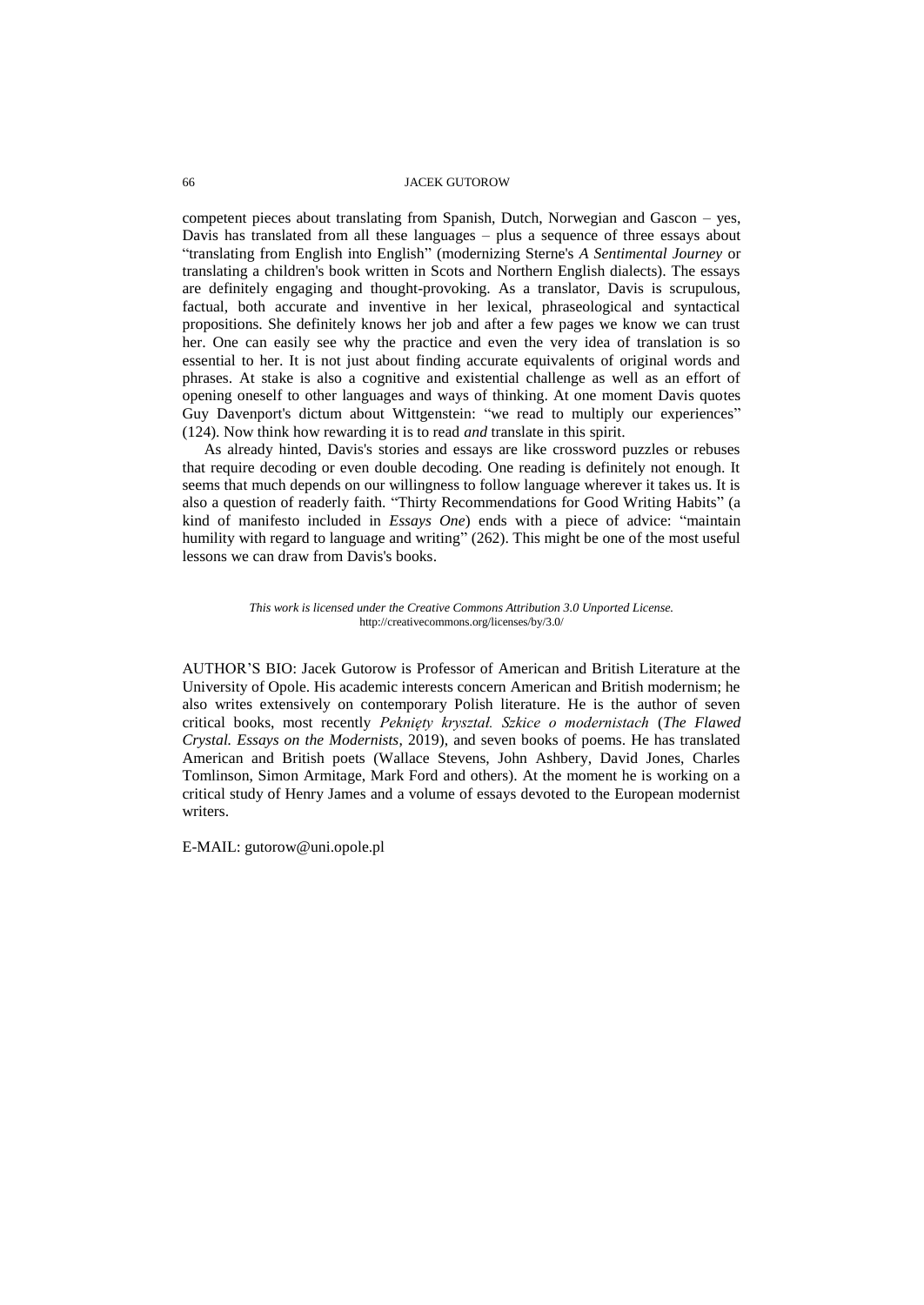competent pieces about translating from Spanish, Dutch, Norwegian and Gascon – yes, Davis has translated from all these languages – plus a sequence of three essays about "translating from English into English" (modernizing Sterne's *A Sentimental Journey* or translating a children's book written in Scots and Northern English dialects). The essays are definitely engaging and thought-provoking. As a translator, Davis is scrupulous, factual, both accurate and inventive in her lexical, phraseological and syntactical propositions. She definitely knows her job and after a few pages we know we can trust her. One can easily see why the practice and even the very idea of translation is so essential to her. It is not just about finding accurate equivalents of original words and phrases. At stake is also a cognitive and existential challenge as well as an effort of opening oneself to other languages and ways of thinking. At one moment Davis quotes Guy Davenport's dictum about Wittgenstein: "we read to multiply our experiences" (124). Now think how rewarding it is to read *and* translate in this spirit.

As already hinted, Davis's stories and essays are like crossword puzzles or rebuses that require decoding or even double decoding. One reading is definitely not enough. It seems that much depends on our willingness to follow language wherever it takes us. It is also a question of readerly faith. "Thirty Recommendations for Good Writing Habits" (a kind of manifesto included in *Essays One*) ends with a piece of advice: "maintain humility with regard to language and writing" (262). This might be one of the most useful lessons we can draw from Davis's books.

*This work is licensed under the Creative Commons Attribution 3.0 Unported License.*
http://creativecommons.org/licenses/by/3.0/

AUTHOR'S BIO: Jacek Gutorow is Professor of American and British Literature at the University of Opole. His academic interests concern American and British modernism; he also writes extensively on contemporary Polish literature. He is the author of seven critical books, most recently *Pęknięty kryształ. Szkice o modernistach* (*The Flawed Crystal. Essays on the Modernists*, 2019), and seven books of poems. He has translated American and British poets (Wallace Stevens, John Ashbery, David Jones, Charles Tomlinson, Simon Armitage, Mark Ford and others). At the moment he is working on a critical study of Henry James and a volume of essays devoted to the European modernist writers.

E-MAIL: gutorow@uni.opole.pl